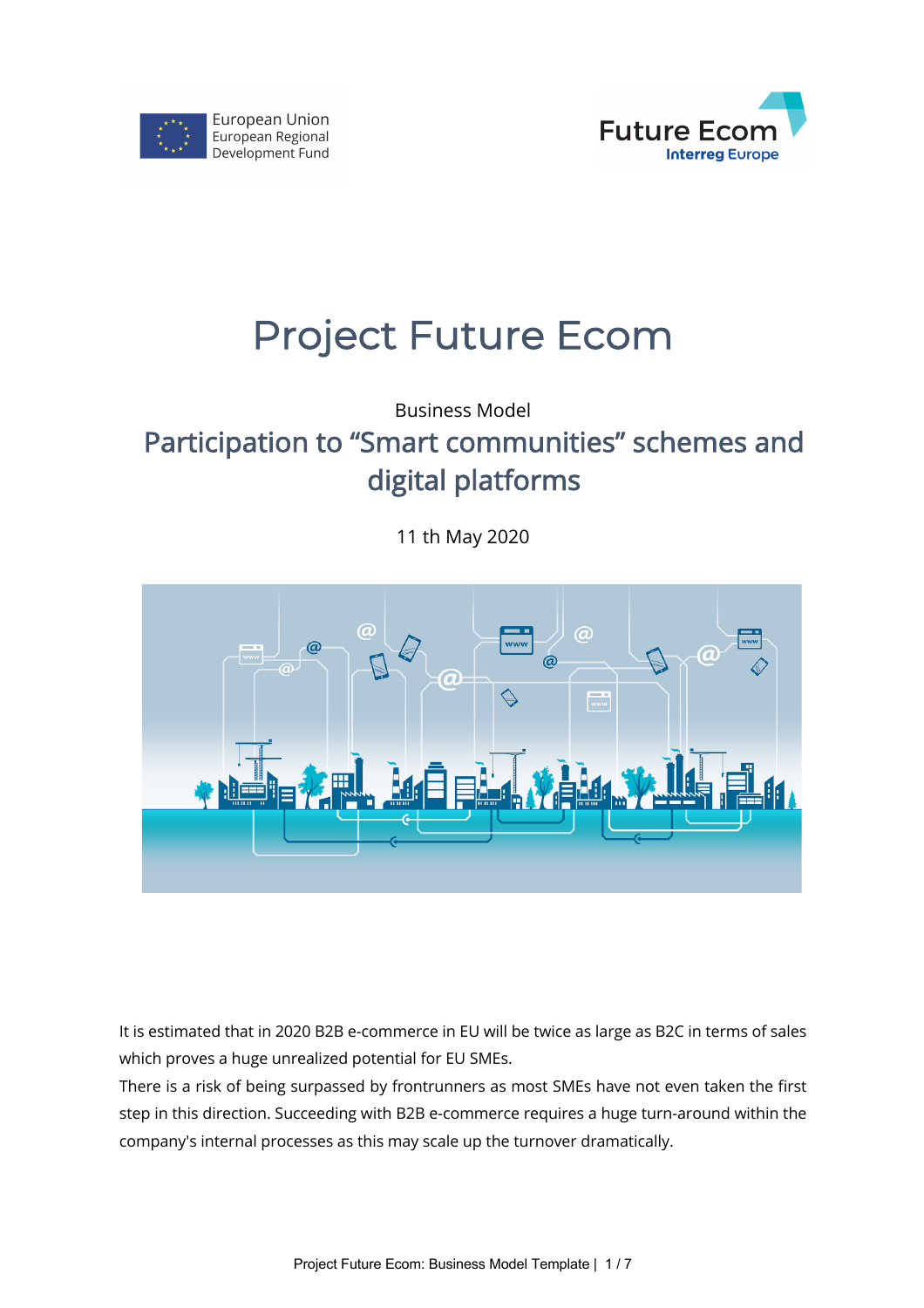European Union
European Regional
Development Fund

Future Ecom
Interreg Europe

# Project Future Ecom

Business Model

## Participation to "Smart communities" schemes and digital platforms

11 th May 2020

It is estimated that in 2020 B2B e-commerce in EU will be twice as large as B2C in terms of sales which proves a huge unrealized potential for EU SMEs.

There is a risk of being surpassed by frontrunners as most SMEs have not even taken the first step in this direction. Succeeding with B2B e-commerce requires a huge turn-around within the company's internal processes as this may scale up the turnover dramatically.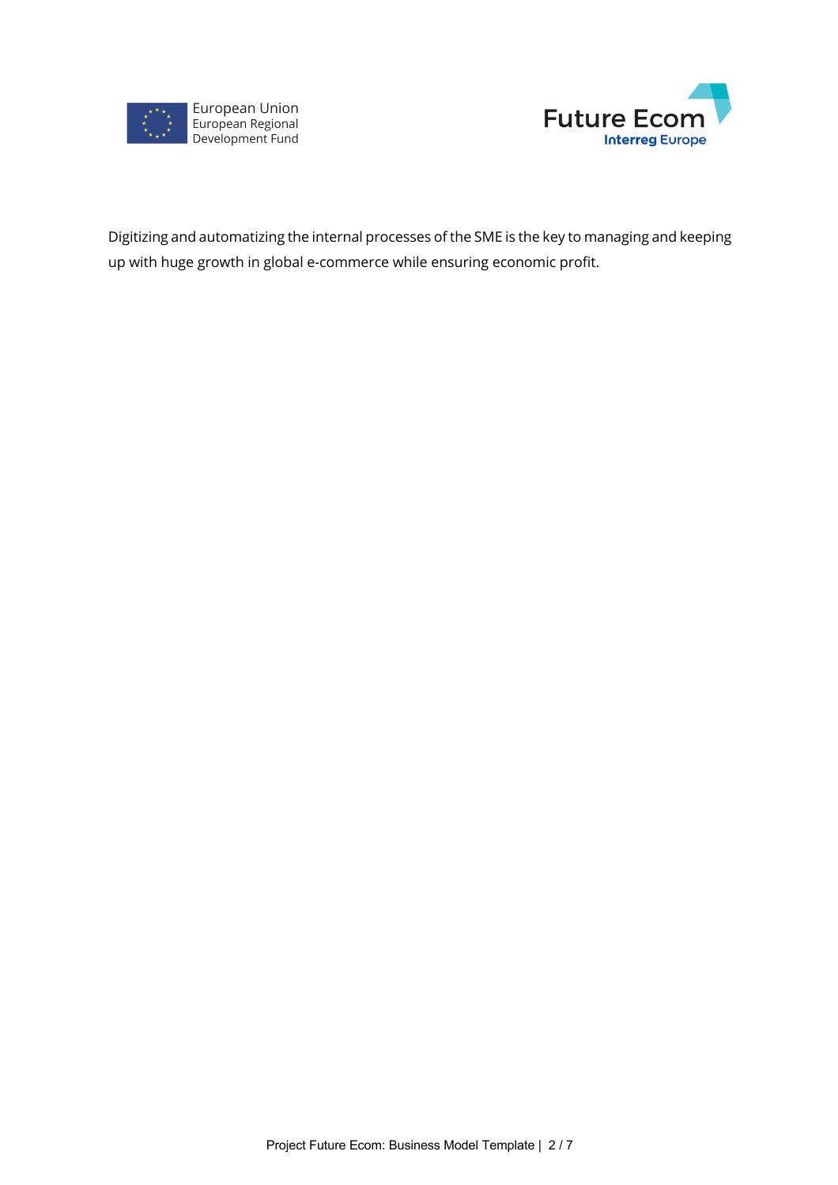Digitizing and automatizing the internal processes of the SME is the key to managing and keeping up with huge growth in global e-commerce while ensuring economic profit.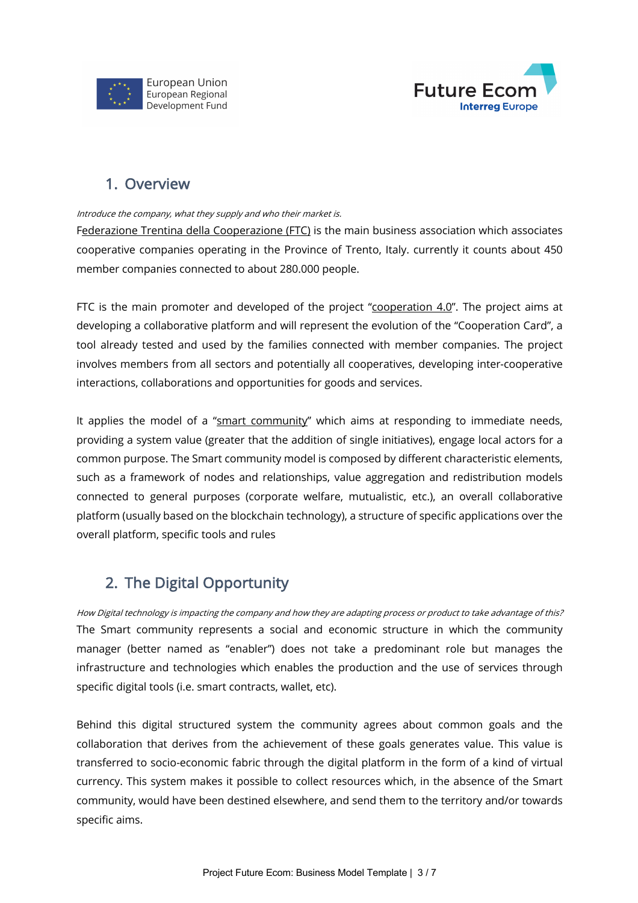## 1. Overview

*Introduce the company, what they supply and who their market is.*

Federazione Trentina della Cooperazione (FTC) is the main business association which associates cooperative companies operating in the Province of Trento, Italy. currently it counts about 450 member companies connected to about 280.000 people.

FTC is the main promoter and developed of the project "cooperation 4.0". The project aims at developing a collaborative platform and will represent the evolution of the "Cooperation Card", a tool already tested and used by the families connected with member companies. The project involves members from all sectors and potentially all cooperatives, developing inter-cooperative interactions, collaborations and opportunities for goods and services.

It applies the model of a "smart community" which aims at responding to immediate needs, providing a system value (greater that the addition of single initiatives), engage local actors for a common purpose. The Smart community model is composed by different characteristic elements, such as a framework of nodes and relationships, value aggregation and redistribution models connected to general purposes (corporate welfare, mutualistic, etc.), an overall collaborative platform (usually based on the blockchain technology), a structure of specific applications over the overall platform, specific tools and rules

## 2. The Digital Opportunity

*How Digital technology is impacting the company and how they are adapting process or product to take advantage of this?*

The Smart community represents a social and economic structure in which the community manager (better named as "enabler") does not take a predominant role but manages the infrastructure and technologies which enables the production and the use of services through specific digital tools (i.e. smart contracts, wallet, etc).

Behind this digital structured system the community agrees about common goals and the collaboration that derives from the achievement of these goals generates value. This value is transferred to socio-economic fabric through the digital platform in the form of a kind of virtual currency. This system makes it possible to collect resources which, in the absence of the Smart community, would have been destined elsewhere, and send them to the territory and/or towards specific aims.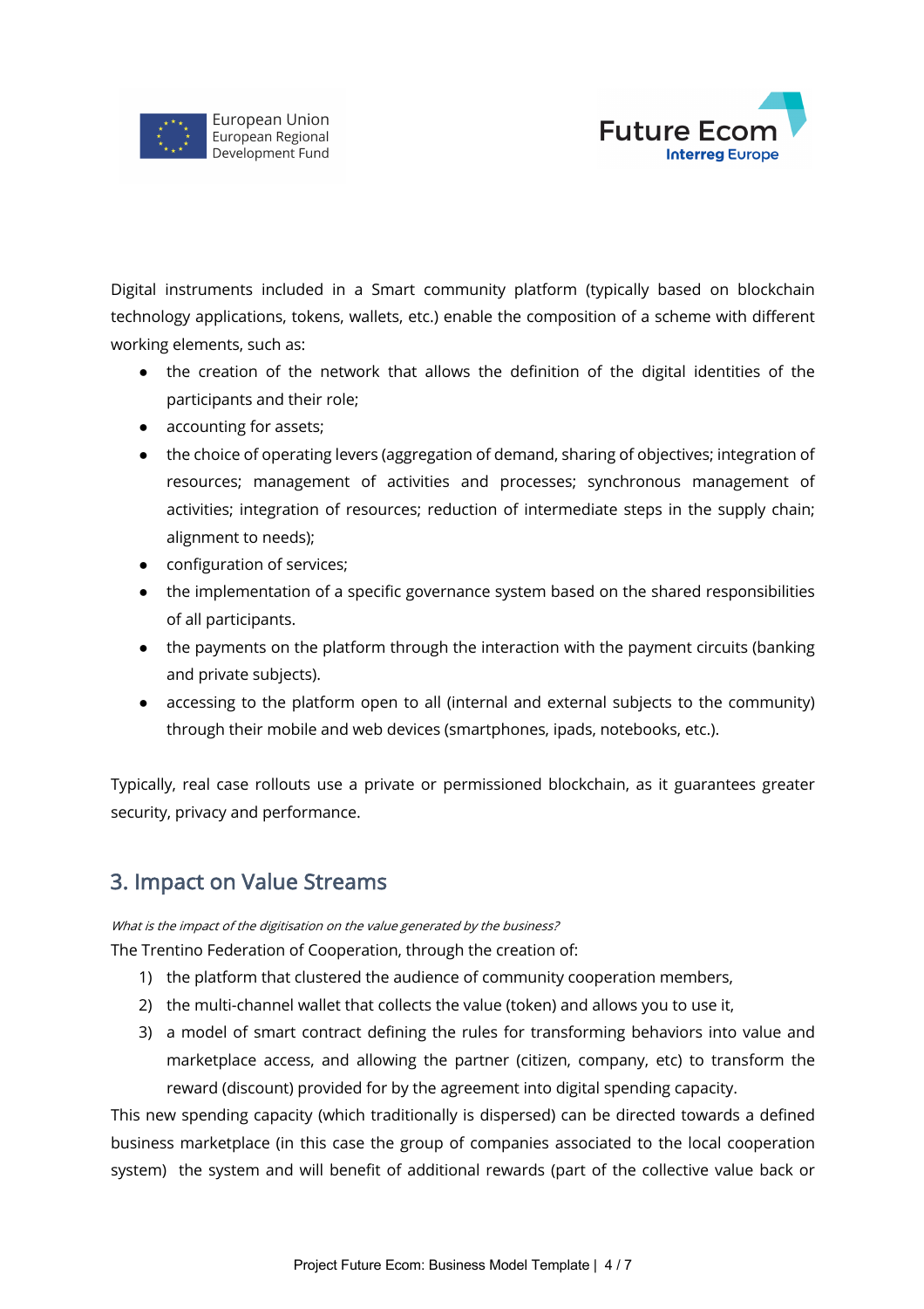Digital instruments included in a Smart community platform (typically based on blockchain technology applications, tokens, wallets, etc.) enable the composition of a scheme with different working elements, such as:

- the creation of the network that allows the definition of the digital identities of the participants and their role;
- accounting for assets;
- the choice of operating levers (aggregation of demand, sharing of objectives; integration of resources; management of activities and processes; synchronous management of activities; integration of resources; reduction of intermediate steps in the supply chain; alignment to needs);
- configuration of services;
- the implementation of a specific governance system based on the shared responsibilities of all participants.
- the payments on the platform through the interaction with the payment circuits (banking and private subjects).
- accessing to the platform open to all (internal and external subjects to the community) through their mobile and web devices (smartphones, ipads, notebooks, etc.).

Typically, real case rollouts use a private or permissioned blockchain, as it guarantees greater security, privacy and performance.

## 3. Impact on Value Streams

*What is the impact of the digitisation on the value generated by the business?*

The Trentino Federation of Cooperation, through the creation of:

1) the platform that clustered the audience of community cooperation members,
2) the multi-channel wallet that collects the value (token) and allows you to use it,
3) a model of smart contract defining the rules for transforming behaviors into value and marketplace access, and allowing the partner (citizen, company, etc) to transform the reward (discount) provided for by the agreement into digital spending capacity.

This new spending capacity (which traditionally is dispersed) can be directed towards a defined business marketplace (in this case the group of companies associated to the local cooperation system) the system and will benefit of additional rewards (part of the collective value back or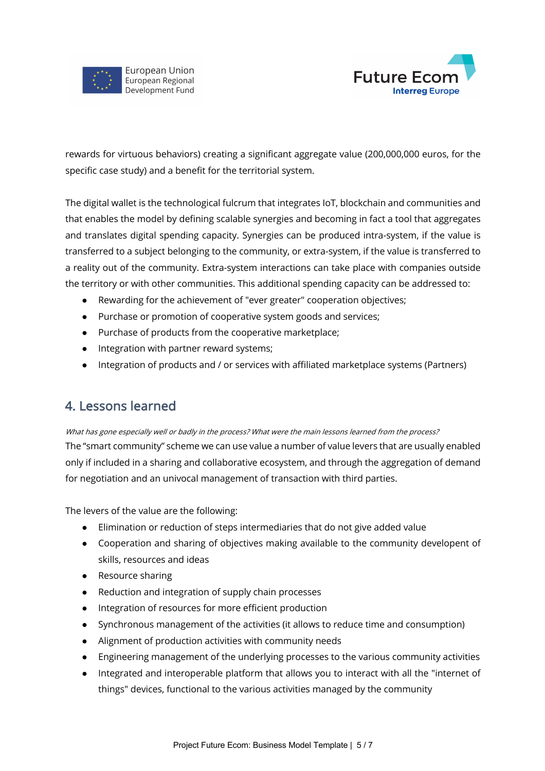rewards for virtuous behaviors) creating a significant aggregate value (200,000,000 euros, for the specific case study) and a benefit for the territorial system.

The digital wallet is the technological fulcrum that integrates IoT, blockchain and communities and that enables the model by defining scalable synergies and becoming in fact a tool that aggregates and translates digital spending capacity. Synergies can be produced intra-system, if the value is transferred to a subject belonging to the community, or extra-system, if the value is transferred to a reality out of the community. Extra-system interactions can take place with companies outside the territory or with other communities. This additional spending capacity can be addressed to:

- Rewarding for the achievement of "ever greater" cooperation objectives;
- Purchase or promotion of cooperative system goods and services;
- Purchase of products from the cooperative marketplace;
- Integration with partner reward systems;
- Integration of products and / or services with affiliated marketplace systems (Partners)

## 4. Lessons learned

*What has gone especially well or badly in the process? What were the main lessons learned from the process?*

The “smart community” scheme we can use value a number of value levers that are usually enabled only if included in a sharing and collaborative ecosystem, and through the aggregation of demand for negotiation and an univocal management of transaction with third parties.

The levers of the value are the following:

- Elimination or reduction of steps intermediaries that do not give added value
- Cooperation and sharing of objectives making available to the community developent of skills, resources and ideas
- Resource sharing
- Reduction and integration of supply chain processes
- Integration of resources for more efficient production
- Synchronous management of the activities (it allows to reduce time and consumption)
- Alignment of production activities with community needs
- Engineering management of the underlying processes to the various community activities
- Integrated and interoperable platform that allows you to interact with all the "internet of things" devices, functional to the various activities managed by the community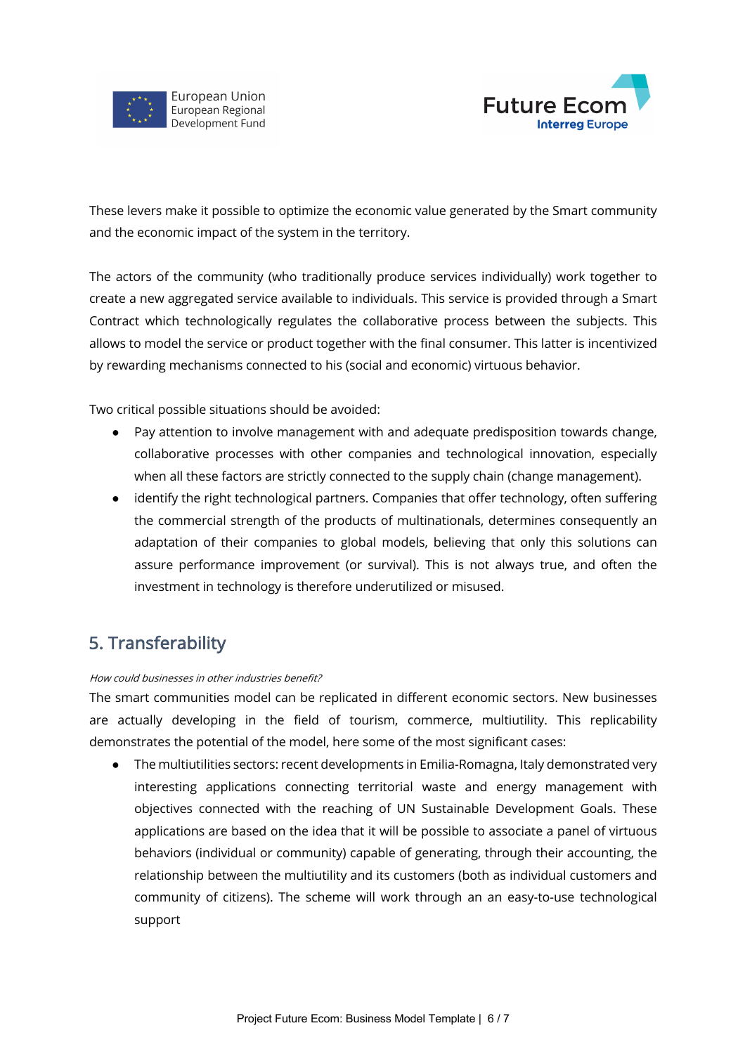These levers make it possible to optimize the economic value generated by the Smart community and the economic impact of the system in the territory.

The actors of the community (who traditionally produce services individually) work together to create a new aggregated service available to individuals. This service is provided through a Smart Contract which technologically regulates the collaborative process between the subjects. This allows to model the service or product together with the final consumer. This latter is incentivized by rewarding mechanisms connected to his (social and economic) virtuous behavior.

Two critical possible situations should be avoided:

- Pay attention to involve management with and adequate predisposition towards change, collaborative processes with other companies and technological innovation, especially when all these factors are strictly connected to the supply chain (change management).
- identify the right technological partners. Companies that offer technology, often suffering the commercial strength of the products of multinationals, determines consequently an adaptation of their companies to global models, believing that only this solutions can assure performance improvement (or survival). This is not always true, and often the investment in technology is therefore underutilized or misused.

## 5. Transferability

*How could businesses in other industries benefit?*

The smart communities model can be replicated in different economic sectors. New businesses are actually developing in the field of tourism, commerce, multiutility. This replicability demonstrates the potential of the model, here some of the most significant cases:

- The multiutilities sectors: recent developments in Emilia-Romagna, Italy demonstrated very interesting applications connecting territorial waste and energy management with objectives connected with the reaching of UN Sustainable Development Goals. These applications are based on the idea that it will be possible to associate a panel of virtuous behaviors (individual or community) capable of generating, through their accounting, the relationship between the multiutility and its customers (both as individual customers and community of citizens). The scheme will work through an an easy-to-use technological support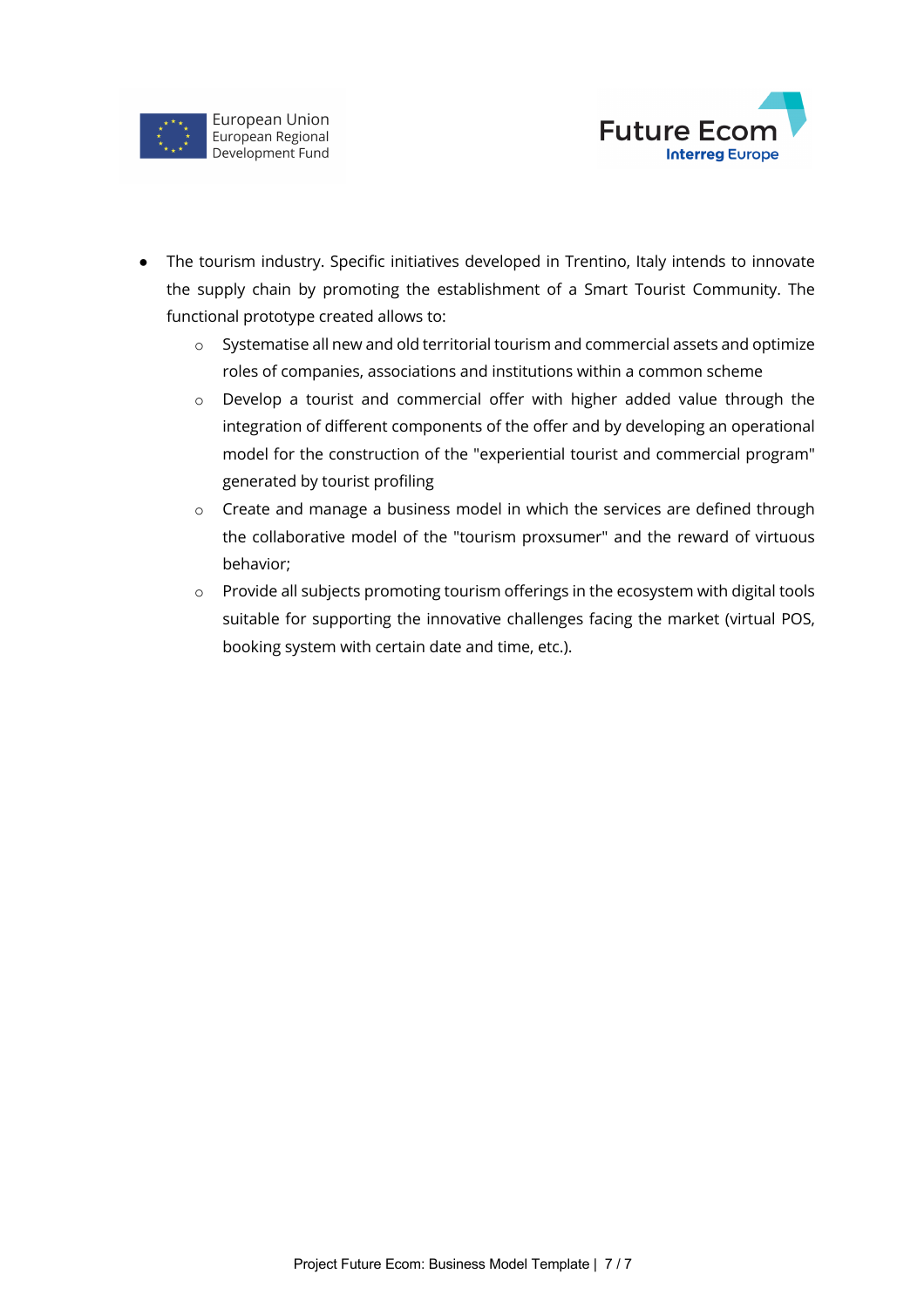- The tourism industry. Specific initiatives developed in Trentino, Italy intends to innovate the supply chain by promoting the establishment of a Smart Tourist Community. The functional prototype created allows to:
    - Systematise all new and old territorial tourism and commercial assets and optimize roles of companies, associations and institutions within a common scheme
    - Develop a tourist and commercial offer with higher added value through the integration of different components of the offer and by developing an operational model for the construction of the "experiential tourist and commercial program" generated by tourist profiling
    - Create and manage a business model in which the services are defined through the collaborative model of the "tourism proxsumer" and the reward of virtuous behavior;
    - Provide all subjects promoting tourism offerings in the ecosystem with digital tools suitable for supporting the innovative challenges facing the market (virtual POS, booking system with certain date and time, etc.).